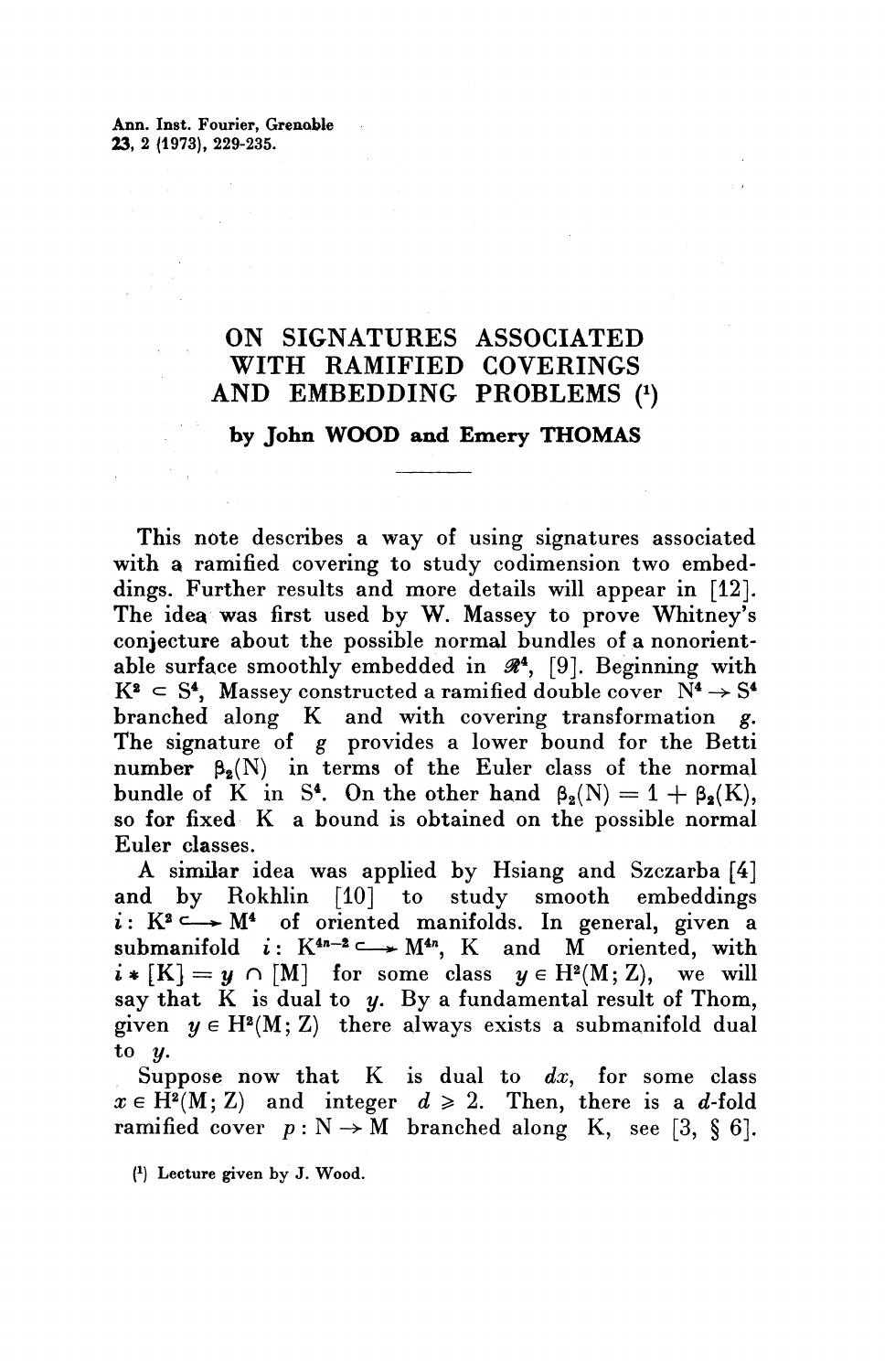# ON SIGNATURES ASSOCIATED WITH RAMIFIED COVERINGS AND EMBEDDING PROBLEMS (1)

**by John WOOD and Emery THOMAS**

---

This note describes a way of using signatures associated with a ramified covering to study codimension two embeddings. Further results and more details will appear in [12]. The idea was first used by W. Massey to prove Whitney's conjecture about the possible normal bundles of a nonorientable surface smoothly embedded in $\mathcal{R}^4$, [9]. Beginning with $K^2 \subset S^4$, Massey constructed a ramified double cover $N^4 \to S^4$ branched along $K$ and with covering transformation $g$. The signature of $g$ provides a lower bound for the Betti number $\beta_2(N)$ in terms of the Euler class of the normal bundle of $K$ in $S^4$. On the other hand $\beta_2(N) = 1 + \beta_2(K)$, so for fixed $K$ a bound is obtained on the possible normal Euler classes.

A similar idea was applied by Hsiang and Szczarba [4] and by Rokhlin [10] to study smooth embeddings $i: K^2 \hookrightarrow M^4$ of oriented manifolds. In general, given a submanifold $i: K^{4n-2} \hookrightarrow M^{4n}$, $K$ and $M$ oriented, with $i_*[K] = y \cap [M]$ for some class $y \in H^2(M; Z)$, we will say that $K$ is dual to $y$. By a fundamental result of Thom, given $y \in H^2(M; Z)$ there always exists a submanifold dual to $y$.

Suppose now that $K$ is dual to $dx$, for some class $x \in H^2(M; Z)$ and integer $d \geqslant 2$. Then, there is a $d$-fold ramified cover $p: N \to M$ branched along $K$, see [3, § 6].

(1) Lecture given by J. Wood.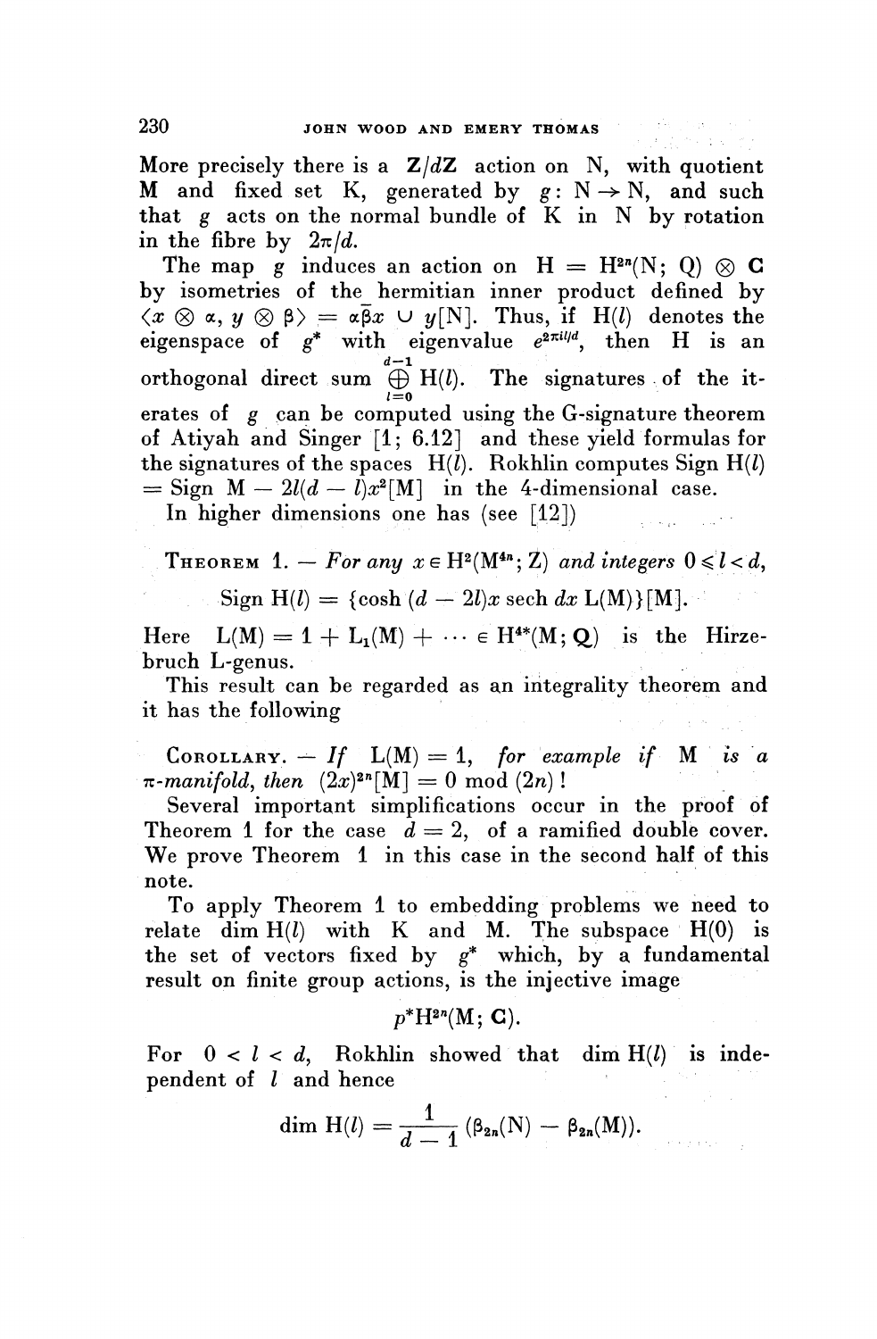More precisely there is a $\mathbf{Z}/d\mathbf{Z}$ action on N, with quotient M and fixed set K, generated by $g \colon N \to N$, and such that $g$ acts on the normal bundle of K in N by rotation in the fibre by $2\pi/d$.

The map $g$ induces an action on $H = H^{2n}(N; Q) \otimes \mathbf{C}$ by isometries of the hermitian inner product defined by $\langle x \otimes \alpha, y \otimes \beta \rangle = \alpha\bar{\beta} x \cup y[N]$. Thus, if $H(l)$ denotes the eigenspace of $g^*$ with eigenvalue $e^{2\pi i l/d}$, then H is an orthogonal direct sum $\bigoplus_{l=0}^{d-1} H(l)$. The signatures of the iterates of $g$ can be computed using the G-signature theorem of Atiyah and Singer [1; 6.12] and these yield formulas for the signatures of the spaces $H(l)$. Rokhlin computes Sign $H(l)$ = Sign M $- 2l(d-l)x^2[M]$ in the 4-dimensional case.

In higher dimensions one has (see [12])

**Theorem 1.** — *For any $x \in H^2(M^{4n}; Z)$ and integers $0 \leqslant l < d$,*

$$\text{Sign } H(l) = \{\cosh (d-2l)x \operatorname{sech} dx\, L(M)\}[M].$$

Here $L(M) = 1 + L_1(M) + \cdots \in H^{4*}(M; \mathbf{Q})$ is the Hirzebruch L-genus.

This result can be regarded as an integrality theorem and it has the following

**Corollary.** — *If $L(M) = 1$, for example if M is a $\pi$-manifold, then $(2x)^{2n}[M] = 0 \bmod (2n)\,!$*

Several important simplifications occur in the proof of Theorem 1 for the case $d = 2$, of a ramified double cover. We prove Theorem 1 in this case in the second half of this note.

To apply Theorem 1 to embedding problems we need to relate $\dim H(l)$ with K and M. The subspace $H(0)$ is the set of vectors fixed by $g^*$ which, by a fundamental result on finite group actions, is the injective image

$$p^* H^{2n}(M; \mathbf{C}).$$

For $0 < l < d$, Rokhlin showed that $\dim H(l)$ is independent of $l$ and hence

$$\dim H(l) = \frac{1}{d-1} (\beta_{2n}(N) - \beta_{2n}(M)).$$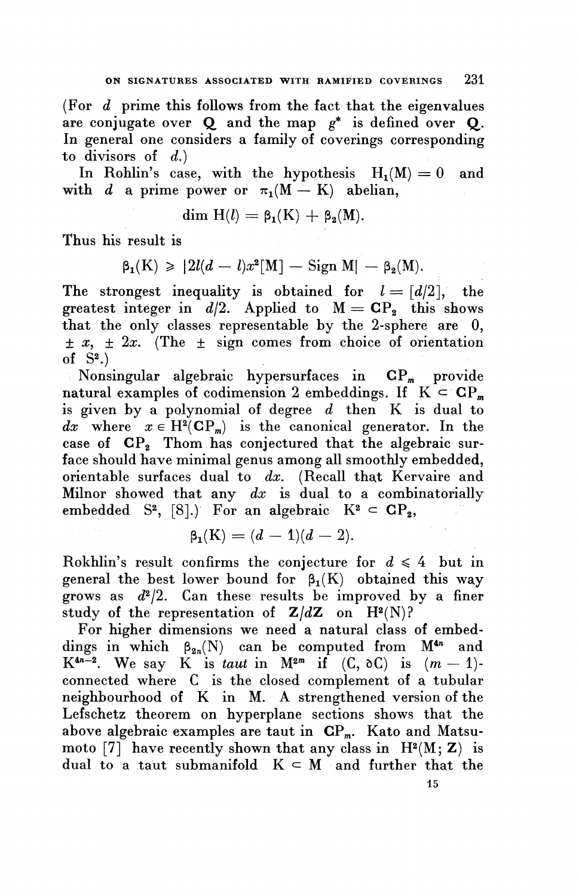(For $d$ prime this follows from the fact that the eigenvalues are conjugate over $\mathbf{Q}$ and the map $g^*$ is defined over $\mathbf{Q}$. In general one considers a family of coverings corresponding to divisors of $d$.)

In Rohlin's case, with the hypothesis $H_1(M) = 0$ and with $d$ a prime power or $\pi_1(M - K)$ abelian,

$$\dim H(l) = \beta_1(K) + \beta_2(M).$$

Thus his result is

$$\beta_1(K) \geqslant |2l(d-l)x^2[M] - \operatorname{Sign} M| - \beta_2(M).$$

The strongest inequality is obtained for $l = [d/2]$, the greatest integer in $d/2$. Applied to $M = \mathbf{CP}_2$ this shows that the only classes representable by the 2-sphere are 0, $\pm\, x$, $\pm\, 2x$. (The $\pm$ sign comes from choice of orientation of $S^2$.)

Nonsingular algebraic hypersurfaces in $\mathbf{CP}_m$ provide natural examples of codimension 2 embeddings. If $K \subset \mathbf{CP}_m$ is given by a polynomial of degree $d$ then $K$ is dual to $dx$ where $x \in H^2(\mathbf{CP}_m)$ is the canonical generator. In the case of $\mathbf{CP}_2$ Thom has conjectured that the algebraic surface should have minimal genus among all smoothly embedded, orientable surfaces dual to $dx$. (Recall that Kervaire and Milnor showed that any $dx$ is dual to a combinatorially embedded $S^2$, [8].) For an algebraic $K^2 \subset \mathbf{CP}_2$,

$$\beta_1(K) = (d-1)(d-2).$$

Rokhlin's result confirms the conjecture for $d \leqslant 4$ but in general the best lower bound for $\beta_1(K)$ obtained this way grows as $d^2/2$. Can these results be improved by a finer study of the representation of $\mathbf{Z}/d\mathbf{Z}$ on $H^2(N)$?

For higher dimensions we need a natural class of embeddings in which $\beta_{2n}(N)$ can be computed from $M^{4n}$ and $K^{4n-2}$. We say $K$ is *taut* in $M^{2m}$ if $(C, \partial C)$ is $(m-1)$-connected where $C$ is the closed complement of a tubular neighbourhood of $K$ in $M$. A strengthened version of the Lefschetz theorem on hyperplane sections shows that the above algebraic examples are taut in $\mathbf{CP}_m$. Kato and Matsumoto [7] have recently shown that any class in $H^2(M; \mathbf{Z})$ is dual to a taut submanifold $K \subset M$ and further that the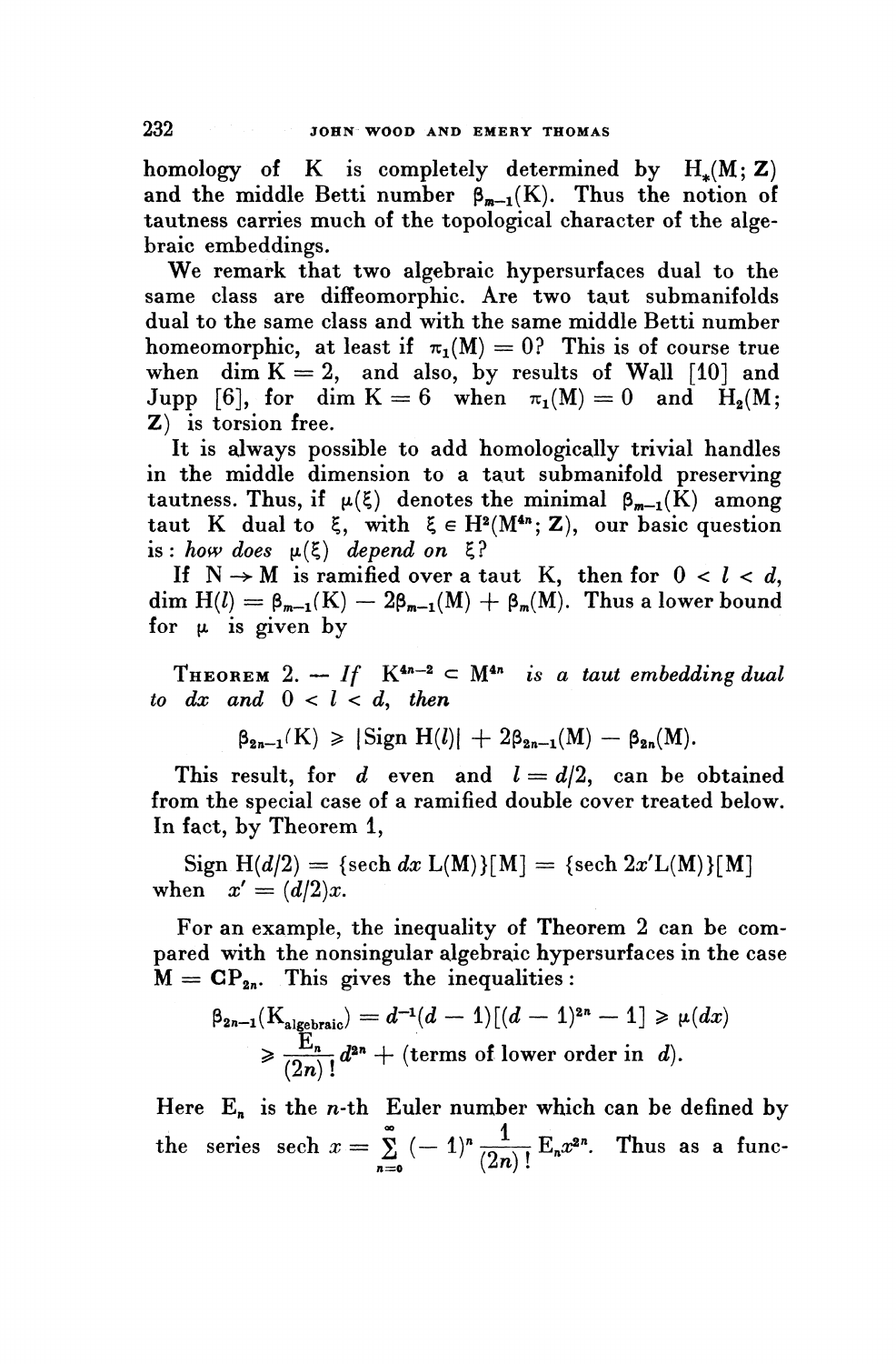homology of K is completely determined by $H_*(M; \mathbf{Z})$ and the middle Betti number $\beta_{m-1}(K)$. Thus the notion of tautness carries much of the topological character of the algebraic embeddings.

We remark that two algebraic hypersurfaces dual to the same class are diffeomorphic. Are two taut submanifolds dual to the same class and with the same middle Betti number homeomorphic, at least if $\pi_1(M) = 0$? This is of course true when $\dim K = 2$, and also, by results of Wall [10] and Jupp [6], for $\dim K = 6$ when $\pi_1(M) = 0$ and $H_2(M; \mathbf{Z})$ is torsion free.

It is always possible to add homologically trivial handles in the middle dimension to a taut submanifold preserving tautness. Thus, if $\mu(\xi)$ denotes the minimal $\beta_{m-1}(K)$ among taut K dual to $\xi$, with $\xi \in H^2(M^{4n}; \mathbf{Z})$, our basic question is: *how does* $\mu(\xi)$ *depend on* $\xi$?

If $N \to M$ is ramified over a taut K, then for $0 < l < d$, $\dim H(l) = \beta_{m-1}(K) - 2\beta_{m-1}(M) + \beta_m(M)$. Thus a lower bound for $\mu$ is given by

THEOREM 2. — *If* $K^{4n-2} \subset M^{4n}$ *is a taut embedding dual to* $dx$ *and* $0 < l < d$, *then*

$$\beta_{2n-1}(K) \geqslant |\mathrm{Sign}\, H(l)| + 2\beta_{2n-1}(M) - \beta_{2n}(M).$$

This result, for $d$ even and $l = d/2$, can be obtained from the special case of a ramified double cover treated below. In fact, by Theorem 1,

$$\mathrm{Sign}\, H(d/2) = \{\mathrm{sech}\, dx\, L(M)\}[M] = \{\mathrm{sech}\, 2x' L(M)\}[M]$$

when $x' = (d/2)x$.

For an example, the inequality of Theorem 2 can be compared with the nonsingular algebraic hypersurfaces in the case $M = \mathbf{CP}_{2n}$. This gives the inequalities:

$$\beta_{2n-1}(K_{\mathrm{algebraic}}) = d^{-1}(d-1)[(d-1)^{2n} - 1] \geqslant \mu(dx)$$
$$\geqslant \frac{E_n}{(2n)!} d^{2n} + (\text{terms of lower order in } d).$$

Here $E_n$ is the $n$-th Euler number which can be defined by the series $\mathrm{sech}\, x = \sum_{n=0}^{\infty} (-1)^n \frac{1}{(2n)!} E_n x^{2n}$. Thus as a func-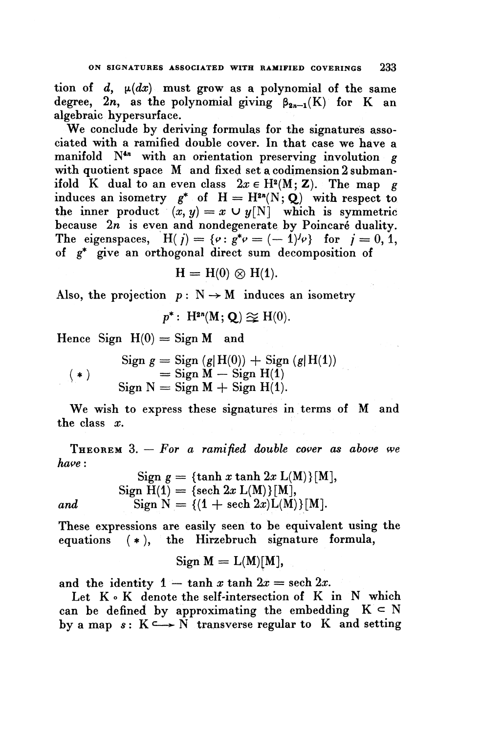tion of $d$, $\mu(dx)$ must grow as a polynomial of the same degree, $2n$, as the polynomial giving $\beta_{2n-1}(K)$ for $K$ an algebraic hypersurface.

We conclude by deriving formulas for the signatures associated with a ramified double cover. In that case we have a manifold $N^{4n}$ with an orientation preserving involution $g$ with quotient space $M$ and fixed set a codimension 2 submanifold $K$ dual to an even class $2x \in H^2(M; \mathbf{Z})$. The map $g$ induces an isometry $g^*$ of $H = H^{2n}(N; \mathbf{Q})$ with respect to the inner product $(x, y) = x \cup y[N]$ which is symmetric because $2n$ is even and nondegenerate by Poincaré duality. The eigenspaces, $H(j) = \{\nu : g^*\nu = (-1)^j \nu\}$ for $j = 0, 1$, of $g^*$ give an orthogonal direct sum decomposition of

$$H = H(0) \otimes H(1).$$

Also, the projection $p : N \to M$ induces an isometry

$$p^* : H^{2n}(M; \mathbf{Q}) \cong H(0).$$

Hence $\operatorname{Sign} H(0) = \operatorname{Sign} M$ and

$$(*) \qquad \begin{aligned} \operatorname{Sign} g &= \operatorname{Sign}(g|H(0)) + \operatorname{Sign}(g|H(1)) \\ &= \operatorname{Sign} M - \operatorname{Sign} H(1) \\ \operatorname{Sign} N &= \operatorname{Sign} M + \operatorname{Sign} H(1). \end{aligned}$$

We wish to express these signatures in terms of $M$ and the class $x$.

**Theorem 3.** — *For a ramified double cover as above we have*:

$$\begin{aligned} \operatorname{Sign} g &= \{\tanh x \tanh 2x \, L(M)\}[M], \\ \operatorname{Sign} H(1) &= \{\operatorname{sech} 2x \, L(M)\}[M], \end{aligned}$$

*and*

$$\operatorname{Sign} N = \{(1 + \operatorname{sech} 2x) L(M)\}[M].$$

These expressions are easily seen to be equivalent using the equations $(*)$, the Hirzebruch signature formula,

$$\operatorname{Sign} M = L(M)[M],$$

and the identity $1 - \tanh x \tanh 2x = \operatorname{sech} 2x$.

Let $K \circ K$ denote the self-intersection of $K$ in $N$ which can be defined by approximating the embedding $K \subset N$ by a map $s : K \hookrightarrow N$ transverse regular to $K$ and setting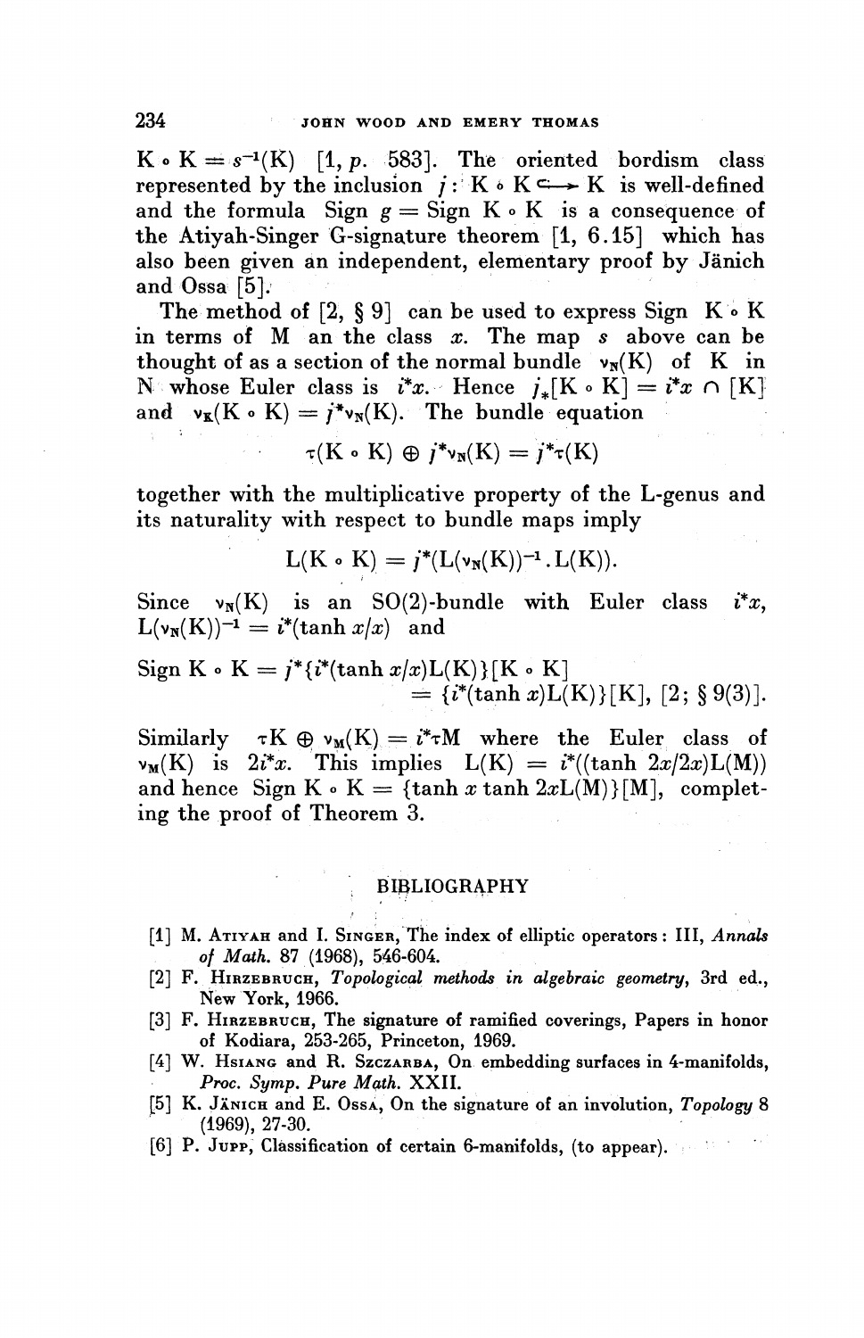$K \circ K = s^{-1}(K)$ [1, *p.* 583]. The oriented bordism class represented by the inclusion $j : K \circ K \hookrightarrow K$ is well-defined and the formula Sign $g$ = Sign $K \circ K$ is a consequence of the Atiyah-Singer G-signature theorem [1, 6.15] which has also been given an independent, elementary proof by Jänich and Ossa [5].

The method of [2, § 9] can be used to express Sign $K \circ K$ in terms of M an the class $x$. The map $s$ above can be thought of as a section of the normal bundle $\nu_N(K)$ of K in N whose Euler class is $i^*x$. Hence $j_*[K \circ K] = i^*x \cap [K]$ and $\nu_K(K \circ K) = j^*\nu_N(K)$. The bundle equation

$$\tau(K \circ K) \oplus j^*\nu_N(K) = j^*\tau(K)$$

together with the multiplicative property of the L-genus and its naturality with respect to bundle maps imply

$$L(K \circ K) = j^*(L(\nu_N(K))^{-1} . L(K)).$$

Since $\nu_N(K)$ is an SO(2)-bundle with Euler class $i^*x$, $L(\nu_N(K))^{-1} = i^*(\tanh x/x)$ and

$$\begin{aligned}\text{Sign } K \circ K &= j^*\{i^*(\tanh x/x)L(K)\}[K \circ K] \\ &= \{i^*(\tanh x)L(K)\}[K], \ [2; § 9(3)].\end{aligned}$$

Similarly $\tau K \oplus \nu_M(K) = i^*\tau M$ where the Euler class of $\nu_M(K)$ is $2i^*x$. This implies $L(K) = i^*((\tanh 2x/2x)L(M))$ and hence Sign $K \circ K = \{\tanh x \tanh 2xL(M)\}[M]$, completing the proof of Theorem 3.

## BIBLIOGRAPHY

[1] M. Atiyah and I. Singer, The index of elliptic operators: III, *Annals of Math.* 87 (1968), 546-604.

[2] F. Hirzebruch, *Topological methods in algebraic geometry*, 3rd ed., New York, 1966.

[3] F. Hirzebruch, The signature of ramified coverings, Papers in honor of Kodiara, 253-265, Princeton, 1969.

[4] W. Hsiang and R. Szczarba, On embedding surfaces in 4-manifolds, *Proc. Symp. Pure Math.* XXII.

[5] K. Jänich and E. Ossa, On the signature of an involution, *Topology* 8 (1969), 27-30.

[6] P. Jupp, Classification of certain 6-manifolds, (to appear).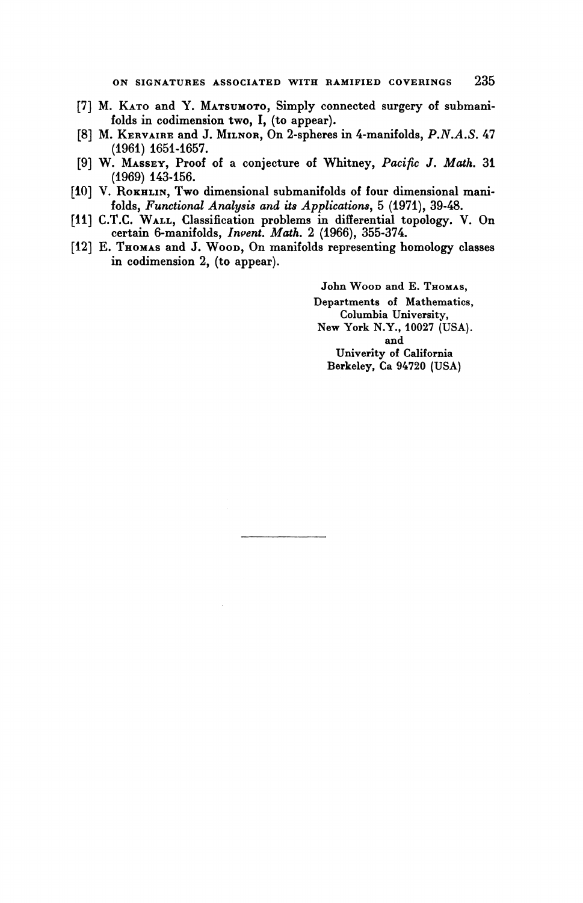[7] M. Kato and Y. Matsumoto, Simply connected surgery of submanifolds in codimension two, I, (to appear).

[8] M. Kervaire and J. Milnor, On 2-spheres in 4-manifolds, *P.N.A.S.* 47 (1961) 1651-1657.

[9] W. Massey, Proof of a conjecture of Whitney, *Pacific J. Math.* 31 (1969) 143-156.

[10] V. Rokhlin, Two dimensional submanifolds of four dimensional manifolds, *Functional Analysis and its Applications*, 5 (1971), 39-48.

[11] C.T.C. Wall, Classification problems in differential topology. V. On certain 6-manifolds, *Invent. Math.* 2 (1966), 355-374.

[12] E. Thomas and J. Wood, On manifolds representing homology classes in codimension 2, (to appear).

John Wood and E. Thomas,
Departments of Mathematics,
Columbia University,
New York N.Y., 10027 (USA).
and
Univerity of California
Berkeley, Ca 94720 (USA)